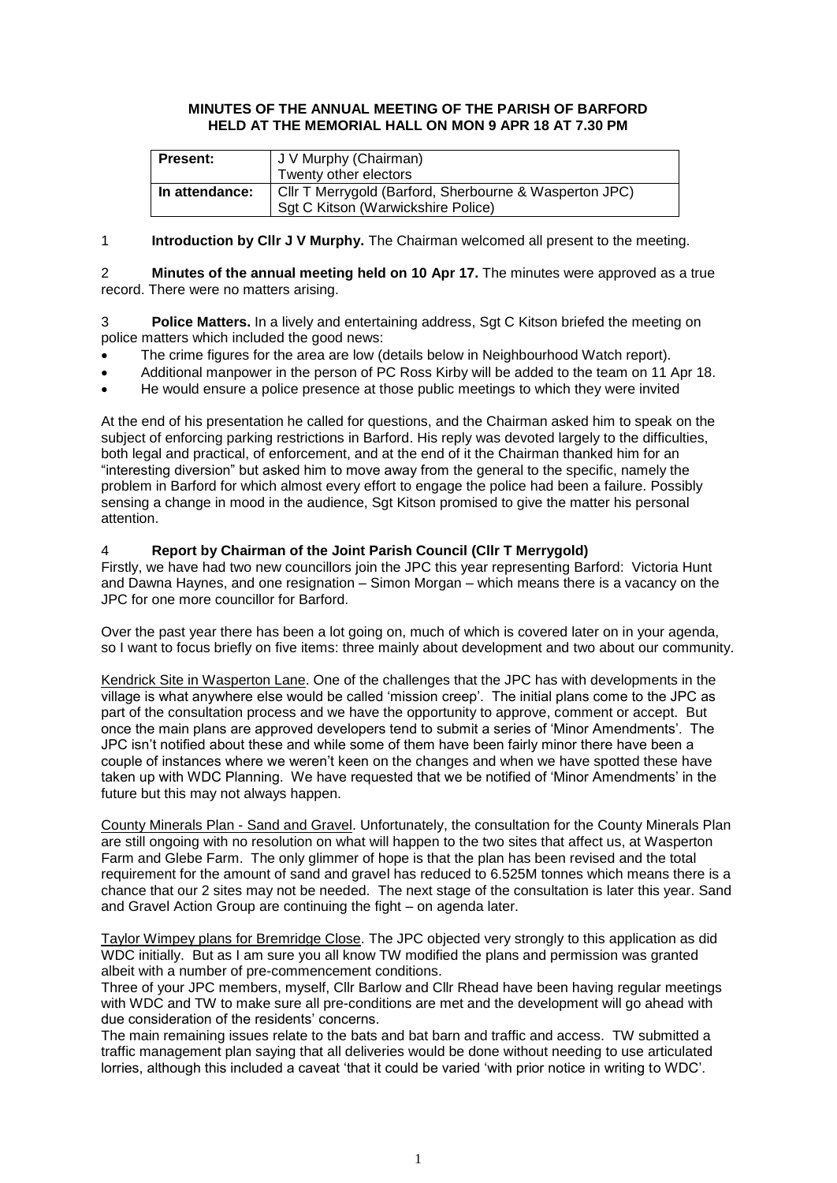# MINUTES OF THE ANNUAL MEETING OF THE PARISH OF BARFORD HELD AT THE MEMORIAL HALL ON MON 9 APR 18 AT 7.30 PM

| **Present:** | J V Murphy (Chairman)<br>Twenty other electors |
|---|---|
| **In attendance:** | Cllr T Merrygold (Barford, Sherbourne & Wasperton JPC)<br>Sgt C Kitson (Warwickshire Police) |

1 **Introduction by Cllr J V Murphy.** The Chairman welcomed all present to the meeting.

2 **Minutes of the annual meeting held on 10 Apr 17.** The minutes were approved as a true record. There were no matters arising.

3 **Police Matters.** In a lively and entertaining address, Sgt C Kitson briefed the meeting on police matters which included the good news:

- The crime figures for the area are low (details below in Neighbourhood Watch report).
- Additional manpower in the person of PC Ross Kirby will be added to the team on 11 Apr 18.
- He would ensure a police presence at those public meetings to which they were invited

At the end of his presentation he called for questions, and the Chairman asked him to speak on the subject of enforcing parking restrictions in Barford. His reply was devoted largely to the difficulties, both legal and practical, of enforcement, and at the end of it the Chairman thanked him for an "interesting diversion" but asked him to move away from the general to the specific, namely the problem in Barford for which almost every effort to engage the police had been a failure. Possibly sensing a change in mood in the audience, Sgt Kitson promised to give the matter his personal attention.

4 **Report by Chairman of the Joint Parish Council (Cllr T Merrygold)**

Firstly, we have had two new councillors join the JPC this year representing Barford: Victoria Hunt and Dawna Haynes, and one resignation – Simon Morgan – which means there is a vacancy on the JPC for one more councillor for Barford.

Over the past year there has been a lot going on, much of which is covered later on in your agenda, so I want to focus briefly on five items: three mainly about development and two about our community.

<u>Kendrick Site in Wasperton Lane</u>. One of the challenges that the JPC has with developments in the village is what anywhere else would be called 'mission creep'. The initial plans come to the JPC as part of the consultation process and we have the opportunity to approve, comment or accept. But once the main plans are approved developers tend to submit a series of 'Minor Amendments'. The JPC isn't notified about these and while some of them have been fairly minor there have been a couple of instances where we weren't keen on the changes and when we have spotted these have taken up with WDC Planning. We have requested that we be notified of 'Minor Amendments' in the future but this may not always happen.

<u>County Minerals Plan - Sand and Gravel</u>. Unfortunately, the consultation for the County Minerals Plan are still ongoing with no resolution on what will happen to the two sites that affect us, at Wasperton Farm and Glebe Farm. The only glimmer of hope is that the plan has been revised and the total requirement for the amount of sand and gravel has reduced to 6.525M tonnes which means there is a chance that our 2 sites may not be needed. The next stage of the consultation is later this year. Sand and Gravel Action Group are continuing the fight – on agenda later.

<u>Taylor Wimpey plans for Bremridge Close</u>. The JPC objected very strongly to this application as did WDC initially. But as I am sure you all know TW modified the plans and permission was granted albeit with a number of pre-commencement conditions.

Three of your JPC members, myself, Cllr Barlow and Cllr Rhead have been having regular meetings with WDC and TW to make sure all pre-conditions are met and the development will go ahead with due consideration of the residents' concerns.

The main remaining issues relate to the bats and bat barn and traffic and access. TW submitted a traffic management plan saying that all deliveries would be done without needing to use articulated lorries, although this included a caveat 'that it could be varied 'with prior notice in writing to WDC'.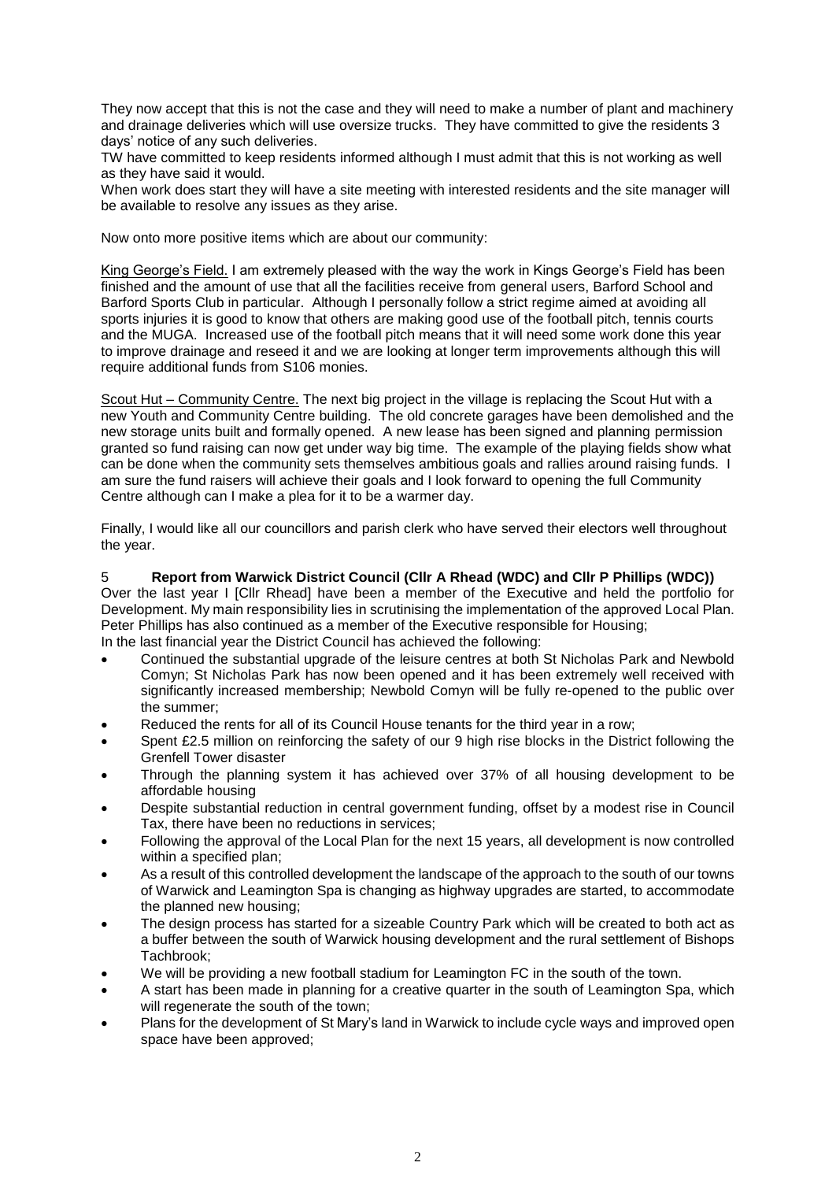They now accept that this is not the case and they will need to make a number of plant and machinery and drainage deliveries which will use oversize trucks. They have committed to give the residents 3 days' notice of any such deliveries.

TW have committed to keep residents informed although I must admit that this is not working as well as they have said it would.

When work does start they will have a site meeting with interested residents and the site manager will be available to resolve any issues as they arise.

Now onto more positive items which are about our community:

King George's Field. I am extremely pleased with the way the work in Kings George's Field has been finished and the amount of use that all the facilities receive from general users, Barford School and Barford Sports Club in particular. Although I personally follow a strict regime aimed at avoiding all sports injuries it is good to know that others are making good use of the football pitch, tennis courts and the MUGA. Increased use of the football pitch means that it will need some work done this year to improve drainage and reseed it and we are looking at longer term improvements although this will require additional funds from S106 monies.

Scout Hut – Community Centre. The next big project in the village is replacing the Scout Hut with a new Youth and Community Centre building. The old concrete garages have been demolished and the new storage units built and formally opened. A new lease has been signed and planning permission granted so fund raising can now get under way big time. The example of the playing fields show what can be done when the community sets themselves ambitious goals and rallies around raising funds. I am sure the fund raisers will achieve their goals and I look forward to opening the full Community Centre although can I make a plea for it to be a warmer day.

Finally, I would like all our councillors and parish clerk who have served their electors well throughout the year.

## 5 Report from Warwick District Council (Cllr A Rhead (WDC) and Cllr P Phillips (WDC))

Over the last year I [Cllr Rhead] have been a member of the Executive and held the portfolio for Development. My main responsibility lies in scrutinising the implementation of the approved Local Plan. Peter Phillips has also continued as a member of the Executive responsible for Housing;

In the last financial year the District Council has achieved the following:

- Continued the substantial upgrade of the leisure centres at both St Nicholas Park and Newbold Comyn; St Nicholas Park has now been opened and it has been extremely well received with significantly increased membership; Newbold Comyn will be fully re-opened to the public over the summer;
- Reduced the rents for all of its Council House tenants for the third year in a row;
- Spent £2.5 million on reinforcing the safety of our 9 high rise blocks in the District following the Grenfell Tower disaster
- Through the planning system it has achieved over 37% of all housing development to be affordable housing
- Despite substantial reduction in central government funding, offset by a modest rise in Council Tax, there have been no reductions in services;
- Following the approval of the Local Plan for the next 15 years, all development is now controlled within a specified plan;
- As a result of this controlled development the landscape of the approach to the south of our towns of Warwick and Leamington Spa is changing as highway upgrades are started, to accommodate the planned new housing;
- The design process has started for a sizeable Country Park which will be created to both act as a buffer between the south of Warwick housing development and the rural settlement of Bishops Tachbrook;
- We will be providing a new football stadium for Leamington FC in the south of the town.
- A start has been made in planning for a creative quarter in the south of Leamington Spa, which will regenerate the south of the town;
- Plans for the development of St Mary's land in Warwick to include cycle ways and improved open space have been approved;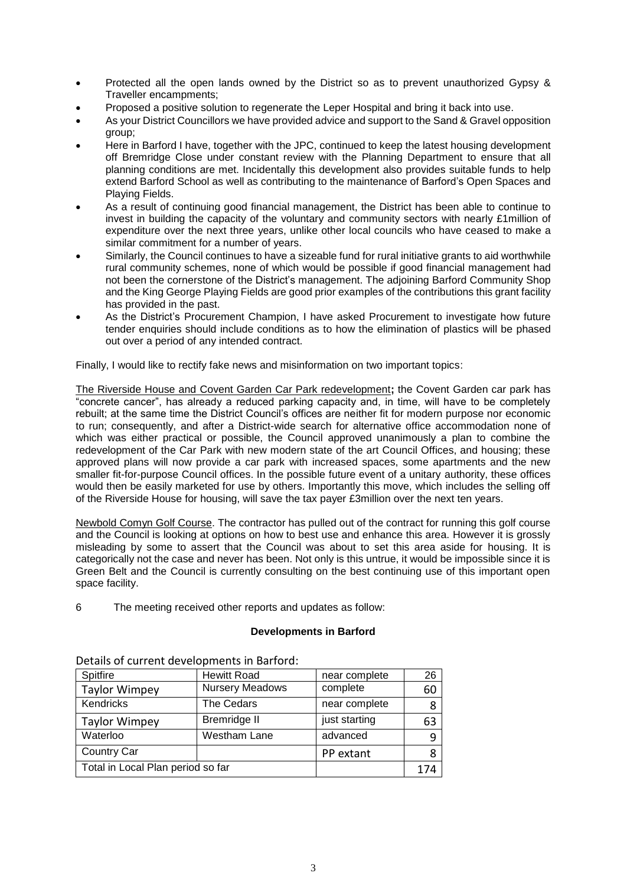- Protected all the open lands owned by the District so as to prevent unauthorized Gypsy & Traveller encampments;
- Proposed a positive solution to regenerate the Leper Hospital and bring it back into use.
- As your District Councillors we have provided advice and support to the Sand & Gravel opposition group;
- Here in Barford I have, together with the JPC, continued to keep the latest housing development off Bremridge Close under constant review with the Planning Department to ensure that all planning conditions are met. Incidentally this development also provides suitable funds to help extend Barford School as well as contributing to the maintenance of Barford's Open Spaces and Playing Fields.
- As a result of continuing good financial management, the District has been able to continue to invest in building the capacity of the voluntary and community sectors with nearly £1million of expenditure over the next three years, unlike other local councils who have ceased to make a similar commitment for a number of years.
- Similarly, the Council continues to have a sizeable fund for rural initiative grants to aid worthwhile rural community schemes, none of which would be possible if good financial management had not been the cornerstone of the District's management. The adjoining Barford Community Shop and the King George Playing Fields are good prior examples of the contributions this grant facility has provided in the past.
- As the District's Procurement Champion, I have asked Procurement to investigate how future tender enquiries should include conditions as to how the elimination of plastics will be phased out over a period of any intended contract.

Finally, I would like to rectify fake news and misinformation on two important topics:

The Riverside House and Covent Garden Car Park redevelopment**;** the Covent Garden car park has "concrete cancer", has already a reduced parking capacity and, in time, will have to be completely rebuilt; at the same time the District Council's offices are neither fit for modern purpose nor economic to run; consequently, and after a District-wide search for alternative office accommodation none of which was either practical or possible, the Council approved unanimously a plan to combine the redevelopment of the Car Park with new modern state of the art Council Offices, and housing; these approved plans will now provide a car park with increased spaces, some apartments and the new smaller fit-for-purpose Council offices. In the possible future event of a unitary authority, these offices would then be easily marketed for use by others. Importantly this move, which includes the selling off of the Riverside House for housing, will save the tax payer £3million over the next ten years.

Newbold Comyn Golf Course. The contractor has pulled out of the contract for running this golf course and the Council is looking at options on how to best use and enhance this area. However it is grossly misleading by some to assert that the Council was about to set this area aside for housing. It is categorically not the case and never has been. Not only is this untrue, it would be impossible since it is Green Belt and the Council is currently consulting on the best continuing use of this important open space facility.

6 The meeting received other reports and updates as follow:

**Developments in Barford**

Details of current developments in Barford:

| Spitfire | Hewitt Road | near complete | 26 |
|---|---|---|---|
| Taylor Wimpey | Nursery Meadows | complete | 60 |
| Kendricks | The Cedars | near complete | 8 |
| Taylor Wimpey | Bremridge II | just starting | 63 |
| Waterloo | Westham Lane | advanced | 9 |
| Country Car | | PP extant | 8 |
| Total in Local Plan period so far | | | 174 |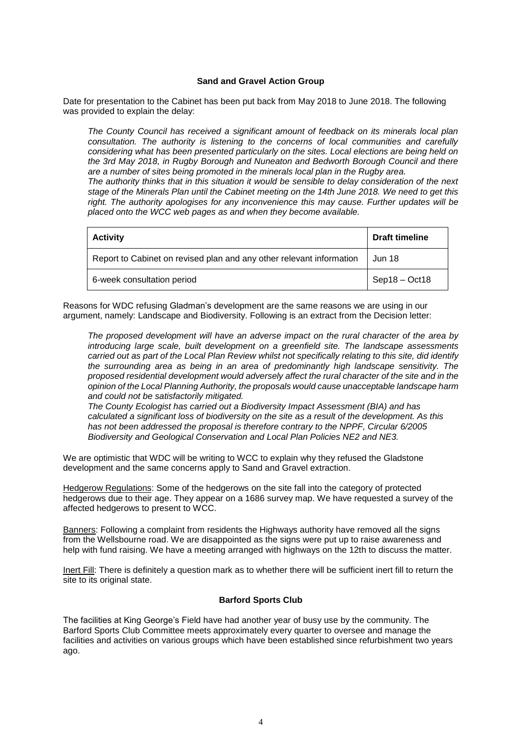## Sand and Gravel Action Group

Date for presentation to the Cabinet has been put back from May 2018 to June 2018. The following was provided to explain the delay:

*The County Council has received a significant amount of feedback on its minerals local plan consultation. The authority is listening to the concerns of local communities and carefully considering what has been presented particularly on the sites. Local elections are being held on the 3rd May 2018, in Rugby Borough and Nuneaton and Bedworth Borough Council and there are a number of sites being promoted in the minerals local plan in the Rugby area.*
*The authority thinks that in this situation it would be sensible to delay consideration of the next stage of the Minerals Plan until the Cabinet meeting on the 14th June 2018. We need to get this right. The authority apologises for any inconvenience this may cause. Further updates will be placed onto the WCC web pages as and when they become available.*

| Activity | Draft timeline |
| --- | --- |
| Report to Cabinet on revised plan and any other relevant information | Jun 18 |
| 6-week consultation period | Sep18 – Oct18 |

Reasons for WDC refusing Gladman's development are the same reasons we are using in our argument, namely: Landscape and Biodiversity. Following is an extract from the Decision letter:

*The proposed development will have an adverse impact on the rural character of the area by introducing large scale, built development on a greenfield site. The landscape assessments carried out as part of the Local Plan Review whilst not specifically relating to this site, did identify the surrounding area as being in an area of predominantly high landscape sensitivity. The proposed residential development would adversely affect the rural character of the site and in the opinion of the Local Planning Authority, the proposals would cause unacceptable landscape harm and could not be satisfactorily mitigated.*
*The County Ecologist has carried out a Biodiversity Impact Assessment (BIA) and has calculated a significant loss of biodiversity on the site as a result of the development. As this has not been addressed the proposal is therefore contrary to the NPPF, Circular 6/2005 Biodiversity and Geological Conservation and Local Plan Policies NE2 and NE3.*

We are optimistic that WDC will be writing to WCC to explain why they refused the Gladstone development and the same concerns apply to Sand and Gravel extraction.

<u>Hedgerow Regulations</u>: Some of the hedgerows on the site fall into the category of protected hedgerows due to their age. They appear on a 1686 survey map. We have requested a survey of the affected hedgerows to present to WCC.

<u>Banners</u>: Following a complaint from residents the Highways authority have removed all the signs from the Wellsbourne road. We are disappointed as the signs were put up to raise awareness and help with fund raising. We have a meeting arranged with highways on the 12th to discuss the matter.

<u>Inert Fill</u>: There is definitely a question mark as to whether there will be sufficient inert fill to return the site to its original state.

## Barford Sports Club

The facilities at King George's Field have had another year of busy use by the community. The Barford Sports Club Committee meets approximately every quarter to oversee and manage the facilities and activities on various groups which have been established since refurbishment two years ago.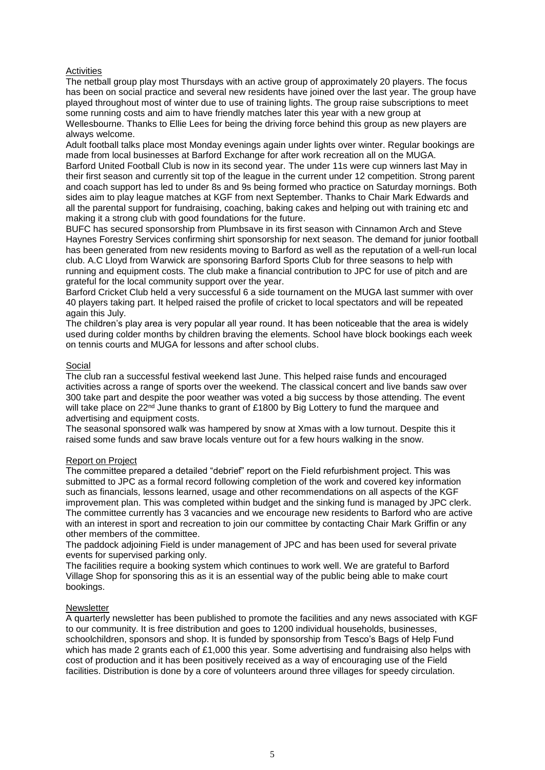## Activities

The netball group play most Thursdays with an active group of approximately 20 players. The focus has been on social practice and several new residents have joined over the last year. The group have played throughout most of winter due to use of training lights. The group raise subscriptions to meet some running costs and aim to have friendly matches later this year with a new group at Wellesbourne. Thanks to Ellie Lees for being the driving force behind this group as new players are always welcome.

Adult football talks place most Monday evenings again under lights over winter. Regular bookings are made from local businesses at Barford Exchange for after work recreation all on the MUGA.

Barford United Football Club is now in its second year. The under 11s were cup winners last May in their first season and currently sit top of the league in the current under 12 competition. Strong parent and coach support has led to under 8s and 9s being formed who practice on Saturday mornings. Both sides aim to play league matches at KGF from next September. Thanks to Chair Mark Edwards and all the parental support for fundraising, coaching, baking cakes and helping out with training etc and making it a strong club with good foundations for the future.

BUFC has secured sponsorship from Plumbsave in its first season with Cinnamon Arch and Steve Haynes Forestry Services confirming shirt sponsorship for next season. The demand for junior football has been generated from new residents moving to Barford as well as the reputation of a well-run local club. A.C Lloyd from Warwick are sponsoring Barford Sports Club for three seasons to help with running and equipment costs. The club make a financial contribution to JPC for use of pitch and are grateful for the local community support over the year.

Barford Cricket Club held a very successful 6 a side tournament on the MUGA last summer with over 40 players taking part. It helped raised the profile of cricket to local spectators and will be repeated again this July.

The children's play area is very popular all year round. It has been noticeable that the area is widely used during colder months by children braving the elements. School have block bookings each week on tennis courts and MUGA for lessons and after school clubs.

## Social

The club ran a successful festival weekend last June. This helped raise funds and encouraged activities across a range of sports over the weekend. The classical concert and live bands saw over 300 take part and despite the poor weather was voted a big success by those attending. The event will take place on 22nd June thanks to grant of £1800 by Big Lottery to fund the marquee and advertising and equipment costs.

The seasonal sponsored walk was hampered by snow at Xmas with a low turnout. Despite this it raised some funds and saw brave locals venture out for a few hours walking in the snow.

## Report on Project

The committee prepared a detailed "debrief" report on the Field refurbishment project. This was submitted to JPC as a formal record following completion of the work and covered key information such as financials, lessons learned, usage and other recommendations on all aspects of the KGF improvement plan. This was completed within budget and the sinking fund is managed by JPC clerk.

The committee currently has 3 vacancies and we encourage new residents to Barford who are active with an interest in sport and recreation to join our committee by contacting Chair Mark Griffin or any other members of the committee.

The paddock adjoining Field is under management of JPC and has been used for several private events for supervised parking only.

The facilities require a booking system which continues to work well. We are grateful to Barford Village Shop for sponsoring this as it is an essential way of the public being able to make court bookings.

## Newsletter

A quarterly newsletter has been published to promote the facilities and any news associated with KGF to our community. It is free distribution and goes to 1200 individual households, businesses, schoolchildren, sponsors and shop. It is funded by sponsorship from Tesco's Bags of Help Fund which has made 2 grants each of £1,000 this year. Some advertising and fundraising also helps with cost of production and it has been positively received as a way of encouraging use of the Field facilities. Distribution is done by a core of volunteers around three villages for speedy circulation.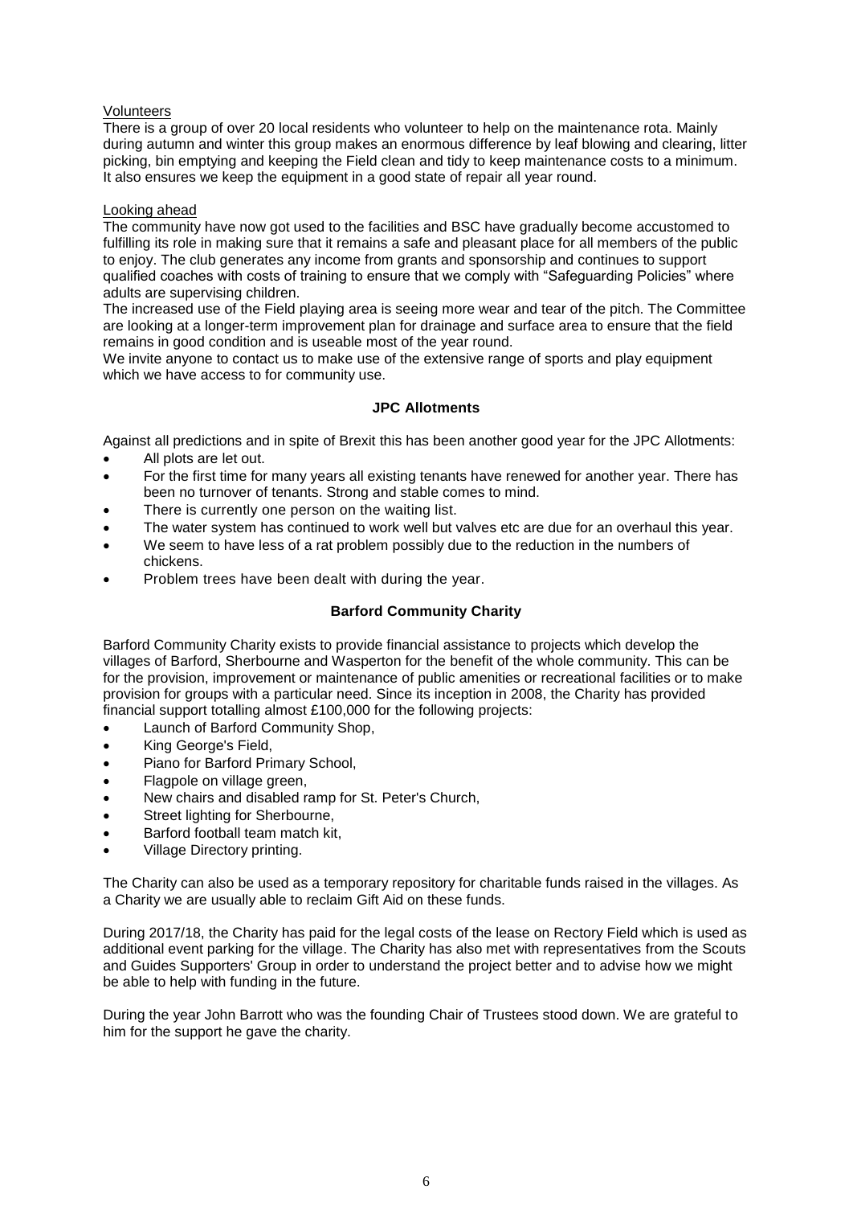Volunteers

There is a group of over 20 local residents who volunteer to help on the maintenance rota. Mainly during autumn and winter this group makes an enormous difference by leaf blowing and clearing, litter picking, bin emptying and keeping the Field clean and tidy to keep maintenance costs to a minimum. It also ensures we keep the equipment in a good state of repair all year round.

Looking ahead

The community have now got used to the facilities and BSC have gradually become accustomed to fulfilling its role in making sure that it remains a safe and pleasant place for all members of the public to enjoy. The club generates any income from grants and sponsorship and continues to support qualified coaches with costs of training to ensure that we comply with "Safeguarding Policies" where adults are supervising children.

The increased use of the Field playing area is seeing more wear and tear of the pitch. The Committee are looking at a longer-term improvement plan for drainage and surface area to ensure that the field remains in good condition and is useable most of the year round.

We invite anyone to contact us to make use of the extensive range of sports and play equipment which we have access to for community use.

## JPC Allotments

Against all predictions and in spite of Brexit this has been another good year for the JPC Allotments:

- All plots are let out.
- For the first time for many years all existing tenants have renewed for another year. There has been no turnover of tenants. Strong and stable comes to mind.
- There is currently one person on the waiting list.
- The water system has continued to work well but valves etc are due for an overhaul this year.
- We seem to have less of a rat problem possibly due to the reduction in the numbers of chickens.
- Problem trees have been dealt with during the year.

## Barford Community Charity

Barford Community Charity exists to provide financial assistance to projects which develop the villages of Barford, Sherbourne and Wasperton for the benefit of the whole community. This can be for the provision, improvement or maintenance of public amenities or recreational facilities or to make provision for groups with a particular need. Since its inception in 2008, the Charity has provided financial support totalling almost £100,000 for the following projects:

- Launch of Barford Community Shop,
- King George's Field,
- Piano for Barford Primary School,
- Flagpole on village green,
- New chairs and disabled ramp for St. Peter's Church,
- Street lighting for Sherbourne,
- Barford football team match kit,
- Village Directory printing.

The Charity can also be used as a temporary repository for charitable funds raised in the villages. As a Charity we are usually able to reclaim Gift Aid on these funds.

During 2017/18, the Charity has paid for the legal costs of the lease on Rectory Field which is used as additional event parking for the village. The Charity has also met with representatives from the Scouts and Guides Supporters' Group in order to understand the project better and to advise how we might be able to help with funding in the future.

During the year John Barrott who was the founding Chair of Trustees stood down. We are grateful to him for the support he gave the charity.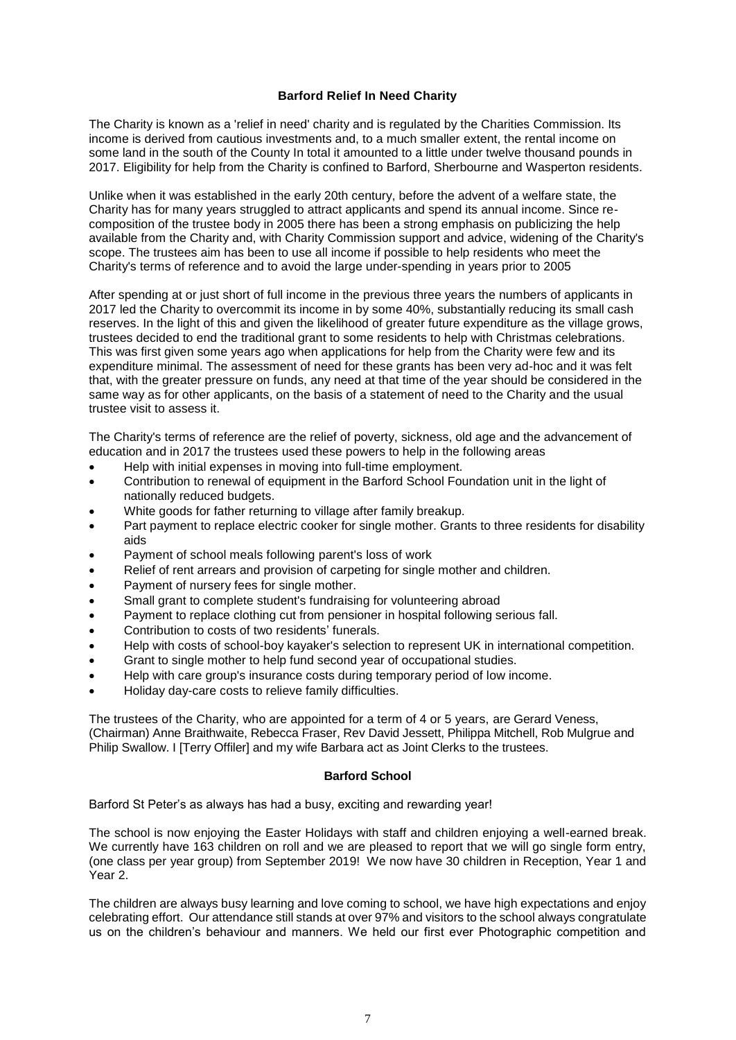## Barford Relief In Need Charity

The Charity is known as a 'relief in need' charity and is regulated by the Charities Commission. Its income is derived from cautious investments and, to a much smaller extent, the rental income on some land in the south of the County In total it amounted to a little under twelve thousand pounds in 2017. Eligibility for help from the Charity is confined to Barford, Sherbourne and Wasperton residents.

Unlike when it was established in the early 20th century, before the advent of a welfare state, the Charity has for many years struggled to attract applicants and spend its annual income. Since re-composition of the trustee body in 2005 there has been a strong emphasis on publicizing the help available from the Charity and, with Charity Commission support and advice, widening of the Charity's scope. The trustees aim has been to use all income if possible to help residents who meet the Charity's terms of reference and to avoid the large under-spending in years prior to 2005

After spending at or just short of full income in the previous three years the numbers of applicants in 2017 led the Charity to overcommit its income in by some 40%, substantially reducing its small cash reserves. In the light of this and given the likelihood of greater future expenditure as the village grows, trustees decided to end the traditional grant to some residents to help with Christmas celebrations. This was first given some years ago when applications for help from the Charity were few and its expenditure minimal. The assessment of need for these grants has been very ad-hoc and it was felt that, with the greater pressure on funds, any need at that time of the year should be considered in the same way as for other applicants, on the basis of a statement of need to the Charity and the usual trustee visit to assess it.

The Charity's terms of reference are the relief of poverty, sickness, old age and the advancement of education and in 2017 the trustees used these powers to help in the following areas

- Help with initial expenses in moving into full-time employment.
- Contribution to renewal of equipment in the Barford School Foundation unit in the light of nationally reduced budgets.
- White goods for father returning to village after family breakup.
- Part payment to replace electric cooker for single mother. Grants to three residents for disability aids
- Payment of school meals following parent's loss of work
- Relief of rent arrears and provision of carpeting for single mother and children.
- Payment of nursery fees for single mother.
- Small grant to complete student's fundraising for volunteering abroad
- Payment to replace clothing cut from pensioner in hospital following serious fall.
- Contribution to costs of two residents' funerals.
- Help with costs of school-boy kayaker's selection to represent UK in international competition.
- Grant to single mother to help fund second year of occupational studies.
- Help with care group's insurance costs during temporary period of low income.
- Holiday day-care costs to relieve family difficulties.

The trustees of the Charity, who are appointed for a term of 4 or 5 years, are Gerard Veness, (Chairman) Anne Braithwaite, Rebecca Fraser, Rev David Jessett, Philippa Mitchell, Rob Mulgrue and Philip Swallow. I [Terry Offiler] and my wife Barbara act as Joint Clerks to the trustees.

## Barford School

Barford St Peter's as always has had a busy, exciting and rewarding year!

The school is now enjoying the Easter Holidays with staff and children enjoying a well-earned break. We currently have 163 children on roll and we are pleased to report that we will go single form entry, (one class per year group) from September 2019! We now have 30 children in Reception, Year 1 and Year 2.

The children are always busy learning and love coming to school, we have high expectations and enjoy celebrating effort. Our attendance still stands at over 97% and visitors to the school always congratulate us on the children's behaviour and manners. We held our first ever Photographic competition and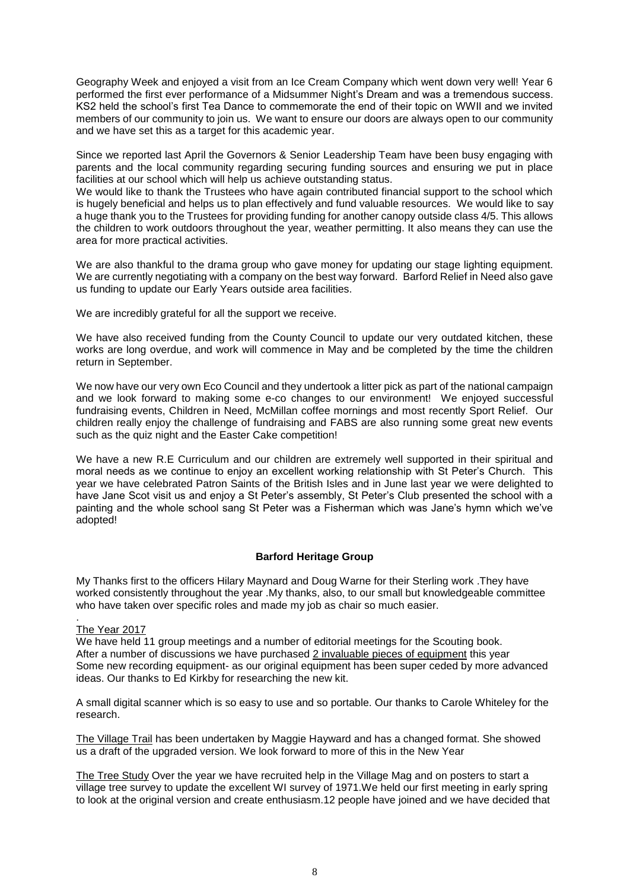Geography Week and enjoyed a visit from an Ice Cream Company which went down very well! Year 6 performed the first ever performance of a Midsummer Night's Dream and was a tremendous success. KS2 held the school's first Tea Dance to commemorate the end of their topic on WWII and we invited members of our community to join us. We want to ensure our doors are always open to our community and we have set this as a target for this academic year.

Since we reported last April the Governors & Senior Leadership Team have been busy engaging with parents and the local community regarding securing funding sources and ensuring we put in place facilities at our school which will help us achieve outstanding status.
We would like to thank the Trustees who have again contributed financial support to the school which is hugely beneficial and helps us to plan effectively and fund valuable resources. We would like to say a huge thank you to the Trustees for providing funding for another canopy outside class 4/5. This allows the children to work outdoors throughout the year, weather permitting. It also means they can use the area for more practical activities.

We are also thankful to the drama group who gave money for updating our stage lighting equipment. We are currently negotiating with a company on the best way forward. Barford Relief in Need also gave us funding to update our Early Years outside area facilities.

We are incredibly grateful for all the support we receive.

We have also received funding from the County Council to update our very outdated kitchen, these works are long overdue, and work will commence in May and be completed by the time the children return in September.

We now have our very own Eco Council and they undertook a litter pick as part of the national campaign and we look forward to making some e-co changes to our environment! We enjoyed successful fundraising events, Children in Need, McMillan coffee mornings and most recently Sport Relief. Our children really enjoy the challenge of fundraising and FABS are also running some great new events such as the quiz night and the Easter Cake competition!

We have a new R.E Curriculum and our children are extremely well supported in their spiritual and moral needs as we continue to enjoy an excellent working relationship with St Peter's Church. This year we have celebrated Patron Saints of the British Isles and in June last year we were delighted to have Jane Scot visit us and enjoy a St Peter's assembly, St Peter's Club presented the school with a painting and the whole school sang St Peter was a Fisherman which was Jane's hymn which we've adopted!

## Barford Heritage Group

My Thanks first to the officers Hilary Maynard and Doug Warne for their Sterling work .They have worked consistently throughout the year .My thanks, also, to our small but knowledgeable committee who have taken over specific roles and made my job as chair so much easier.

.

The Year 2017

We have held 11 group meetings and a number of editorial meetings for the Scouting book.
After a number of discussions we have purchased 2 invaluable pieces of equipment this year
Some new recording equipment- as our original equipment has been super ceded by more advanced ideas. Our thanks to Ed Kirkby for researching the new kit.

A small digital scanner which is so easy to use and so portable. Our thanks to Carole Whiteley for the research.

The Village Trail has been undertaken by Maggie Hayward and has a changed format. She showed us a draft of the upgraded version. We look forward to more of this in the New Year

The Tree Study Over the year we have recruited help in the Village Mag and on posters to start a village tree survey to update the excellent WI survey of 1971.We held our first meeting in early spring to look at the original version and create enthusiasm.12 people have joined and we have decided that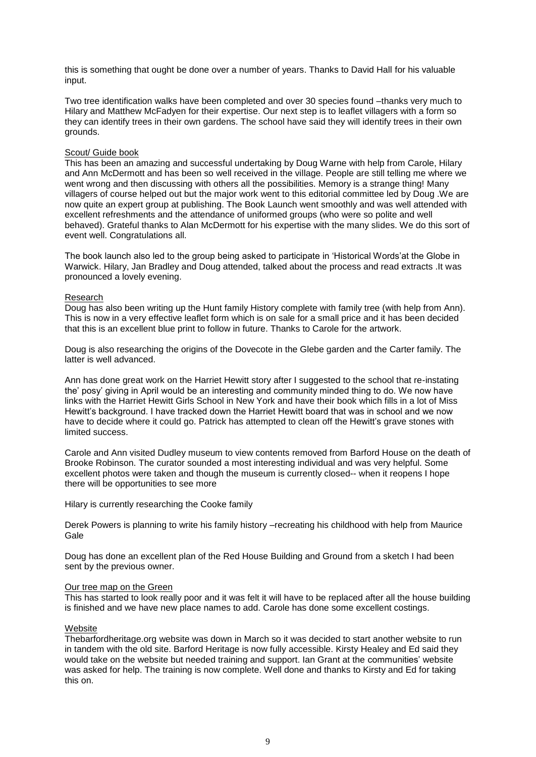this is something that ought be done over a number of years. Thanks to David Hall for his valuable input.

Two tree identification walks have been completed and over 30 species found –thanks very much to Hilary and Matthew McFadyen for their expertise. Our next step is to leaflet villagers with a form so they can identify trees in their own gardens. The school have said they will identify trees in their own grounds.

<u>Scout/ Guide book</u>

This has been an amazing and successful undertaking by Doug Warne with help from Carole, Hilary and Ann McDermott and has been so well received in the village. People are still telling me where we went wrong and then discussing with others all the possibilities. Memory is a strange thing! Many villagers of course helped out but the major work went to this editorial committee led by Doug .We are now quite an expert group at publishing. The Book Launch went smoothly and was well attended with excellent refreshments and the attendance of uniformed groups (who were so polite and well behaved). Grateful thanks to Alan McDermott for his expertise with the many slides. We do this sort of event well. Congratulations all.

The book launch also led to the group being asked to participate in 'Historical Words'at the Globe in Warwick. Hilary, Jan Bradley and Doug attended, talked about the process and read extracts .It was pronounced a lovely evening.

<u>Research</u>

Doug has also been writing up the Hunt family History complete with family tree (with help from Ann). This is now in a very effective leaflet form which is on sale for a small price and it has been decided that this is an excellent blue print to follow in future. Thanks to Carole for the artwork.

Doug is also researching the origins of the Dovecote in the Glebe garden and the Carter family. The latter is well advanced.

Ann has done great work on the Harriet Hewitt story after I suggested to the school that re-instating the' posy' giving in April would be an interesting and community minded thing to do. We now have links with the Harriet Hewitt Girls School in New York and have their book which fills in a lot of Miss Hewitt's background. I have tracked down the Harriet Hewitt board that was in school and we now have to decide where it could go. Patrick has attempted to clean off the Hewitt's grave stones with limited success.

Carole and Ann visited Dudley museum to view contents removed from Barford House on the death of Brooke Robinson. The curator sounded a most interesting individual and was very helpful. Some excellent photos were taken and though the museum is currently closed-- when it reopens I hope there will be opportunities to see more

Hilary is currently researching the Cooke family

Derek Powers is planning to write his family history –recreating his childhood with help from Maurice Gale

Doug has done an excellent plan of the Red House Building and Ground from a sketch I had been sent by the previous owner.

<u>Our tree map on the Green</u>

This has started to look really poor and it was felt it will have to be replaced after all the house building is finished and we have new place names to add. Carole has done some excellent costings.

<u>Website</u>

Thebarfordheritage.org website was down in March so it was decided to start another website to run in tandem with the old site. Barford Heritage is now fully accessible. Kirsty Healey and Ed said they would take on the website but needed training and support. Ian Grant at the communities' website was asked for help. The training is now complete. Well done and thanks to Kirsty and Ed for taking this on.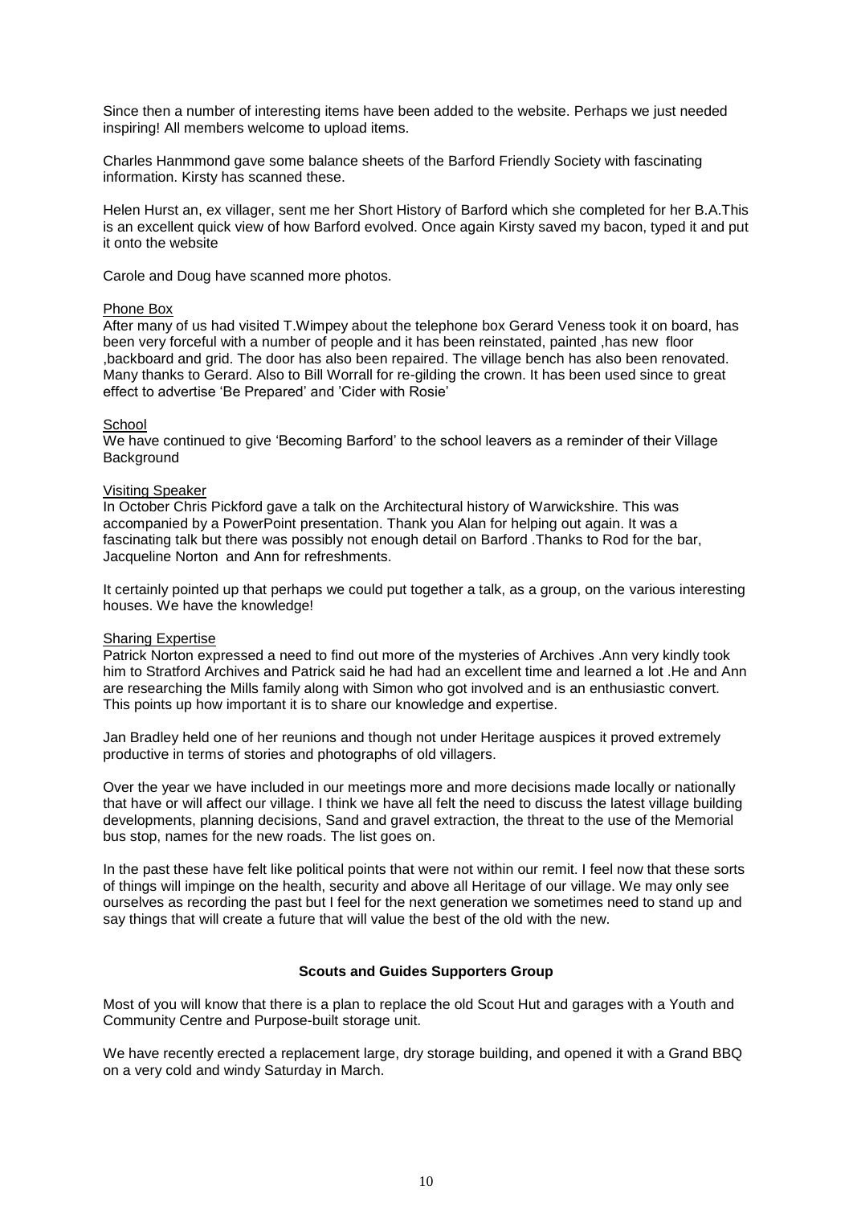Since then a number of interesting items have been added to the website. Perhaps we just needed inspiring! All members welcome to upload items.

Charles Hanmmond gave some balance sheets of the Barford Friendly Society with fascinating information. Kirsty has scanned these.

Helen Hurst an, ex villager, sent me her Short History of Barford which she completed for her B.A.This is an excellent quick view of how Barford evolved. Once again Kirsty saved my bacon, typed it and put it onto the website

Carole and Doug have scanned more photos.

Phone Box

After many of us had visited T.Wimpey about the telephone box Gerard Veness took it on board, has been very forceful with a number of people and it has been reinstated, painted ,has new floor ,backboard and grid. The door has also been repaired. The village bench has also been renovated. Many thanks to Gerard. Also to Bill Worrall for re-gilding the crown. It has been used since to great effect to advertise 'Be Prepared' and 'Cider with Rosie'

School

We have continued to give 'Becoming Barford' to the school leavers as a reminder of their Village Background

Visiting Speaker

In October Chris Pickford gave a talk on the Architectural history of Warwickshire. This was accompanied by a PowerPoint presentation. Thank you Alan for helping out again. It was a fascinating talk but there was possibly not enough detail on Barford .Thanks to Rod for the bar, Jacqueline Norton and Ann for refreshments.

It certainly pointed up that perhaps we could put together a talk, as a group, on the various interesting houses. We have the knowledge!

Sharing Expertise

Patrick Norton expressed a need to find out more of the mysteries of Archives .Ann very kindly took him to Stratford Archives and Patrick said he had had an excellent time and learned a lot .He and Ann are researching the Mills family along with Simon who got involved and is an enthusiastic convert. This points up how important it is to share our knowledge and expertise.

Jan Bradley held one of her reunions and though not under Heritage auspices it proved extremely productive in terms of stories and photographs of old villagers.

Over the year we have included in our meetings more and more decisions made locally or nationally that have or will affect our village. I think we have all felt the need to discuss the latest village building developments, planning decisions, Sand and gravel extraction, the threat to the use of the Memorial bus stop, names for the new roads. The list goes on.

In the past these have felt like political points that were not within our remit. I feel now that these sorts of things will impinge on the health, security and above all Heritage of our village. We may only see ourselves as recording the past but I feel for the next generation we sometimes need to stand up and say things that will create a future that will value the best of the old with the new.

**Scouts and Guides Supporters Group**

Most of you will know that there is a plan to replace the old Scout Hut and garages with a Youth and Community Centre and Purpose-built storage unit.

We have recently erected a replacement large, dry storage building, and opened it with a Grand BBQ on a very cold and windy Saturday in March.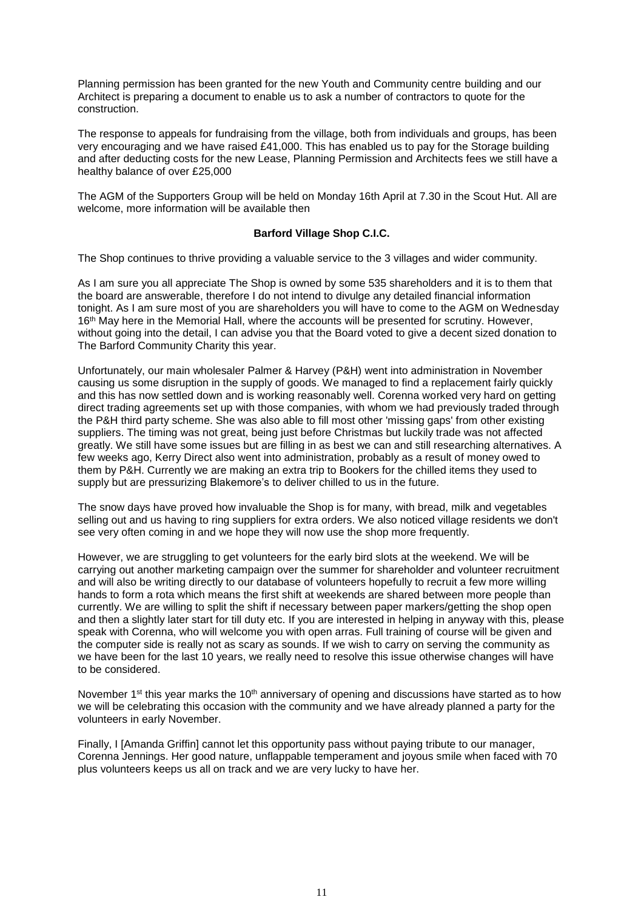Planning permission has been granted for the new Youth and Community centre building and our Architect is preparing a document to enable us to ask a number of contractors to quote for the construction.

The response to appeals for fundraising from the village, both from individuals and groups, has been very encouraging and we have raised £41,000. This has enabled us to pay for the Storage building and after deducting costs for the new Lease, Planning Permission and Architects fees we still have a healthy balance of over £25,000

The AGM of the Supporters Group will be held on Monday 16th April at 7.30 in the Scout Hut. All are welcome, more information will be available then

**Barford Village Shop C.I.C.**

The Shop continues to thrive providing a valuable service to the 3 villages and wider community.

As I am sure you all appreciate The Shop is owned by some 535 shareholders and it is to them that the board are answerable, therefore I do not intend to divulge any detailed financial information tonight. As I am sure most of you are shareholders you will have to come to the AGM on Wednesday 16th May here in the Memorial Hall, where the accounts will be presented for scrutiny. However, without going into the detail, I can advise you that the Board voted to give a decent sized donation to The Barford Community Charity this year.

Unfortunately, our main wholesaler Palmer & Harvey (P&H) went into administration in November causing us some disruption in the supply of goods. We managed to find a replacement fairly quickly and this has now settled down and is working reasonably well. Corenna worked very hard on getting direct trading agreements set up with those companies, with whom we had previously traded through the P&H third party scheme. She was also able to fill most other 'missing gaps' from other existing suppliers. The timing was not great, being just before Christmas but luckily trade was not affected greatly. We still have some issues but are filling in as best we can and still researching alternatives. A few weeks ago, Kerry Direct also went into administration, probably as a result of money owed to them by P&H. Currently we are making an extra trip to Bookers for the chilled items they used to supply but are pressurizing Blakemore's to deliver chilled to us in the future.

The snow days have proved how invaluable the Shop is for many, with bread, milk and vegetables selling out and us having to ring suppliers for extra orders. We also noticed village residents we don't see very often coming in and we hope they will now use the shop more frequently.

However, we are struggling to get volunteers for the early bird slots at the weekend. We will be carrying out another marketing campaign over the summer for shareholder and volunteer recruitment and will also be writing directly to our database of volunteers hopefully to recruit a few more willing hands to form a rota which means the first shift at weekends are shared between more people than currently. We are willing to split the shift if necessary between paper markers/getting the shop open and then a slightly later start for till duty etc. If you are interested in helping in anyway with this, please speak with Corenna, who will welcome you with open arras. Full training of course will be given and the computer side is really not as scary as sounds. If we wish to carry on serving the community as we have been for the last 10 years, we really need to resolve this issue otherwise changes will have to be considered.

November 1st this year marks the 10th anniversary of opening and discussions have started as to how we will be celebrating this occasion with the community and we have already planned a party for the volunteers in early November.

Finally, I [Amanda Griffin] cannot let this opportunity pass without paying tribute to our manager, Corenna Jennings. Her good nature, unflappable temperament and joyous smile when faced with 70 plus volunteers keeps us all on track and we are very lucky to have her.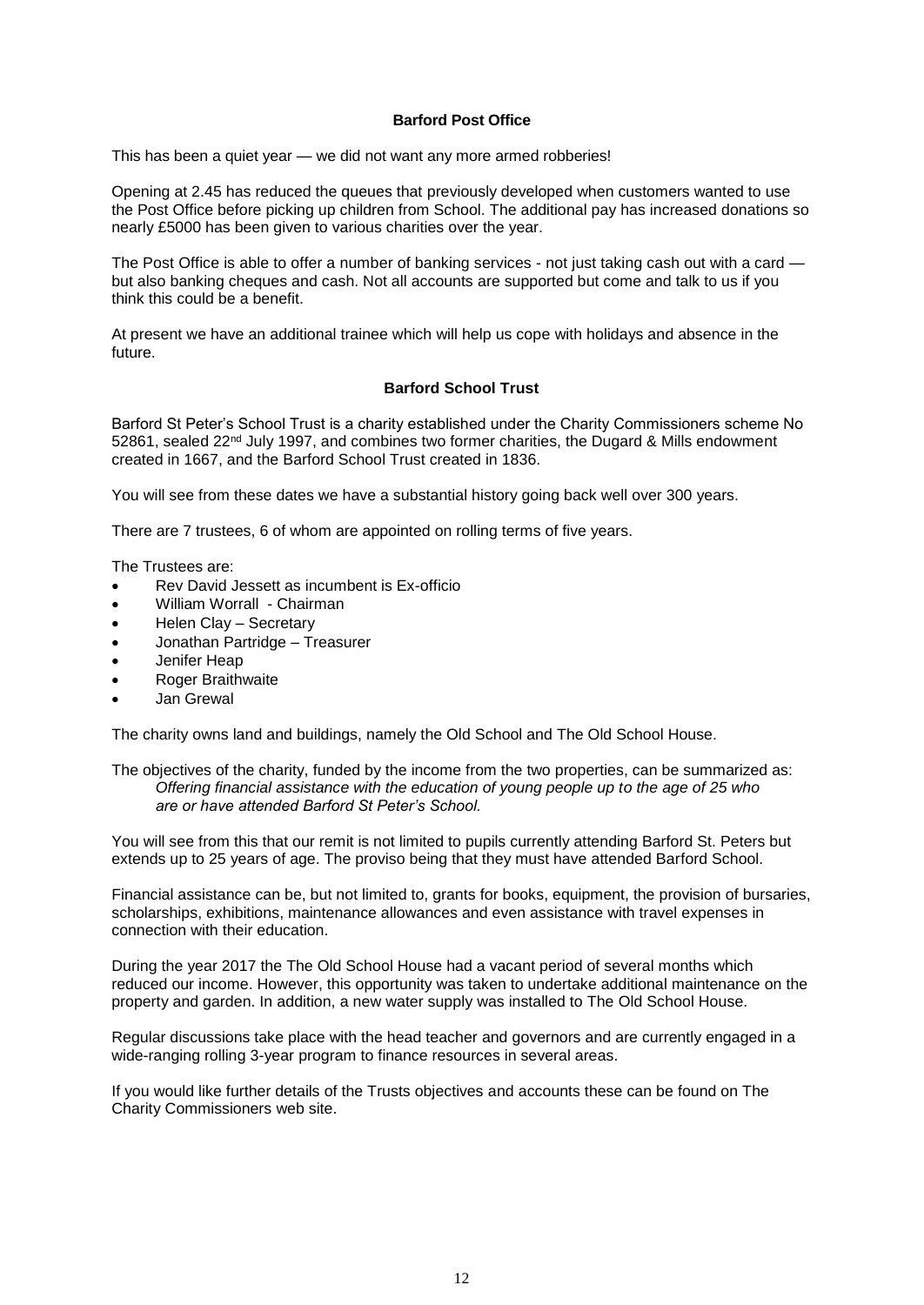## Barford Post Office

This has been a quiet year — we did not want any more armed robberies!

Opening at 2.45 has reduced the queues that previously developed when customers wanted to use the Post Office before picking up children from School. The additional pay has increased donations so nearly £5000 has been given to various charities over the year.

The Post Office is able to offer a number of banking services - not just taking cash out with a card — but also banking cheques and cash. Not all accounts are supported but come and talk to us if you think this could be a benefit.

At present we have an additional trainee which will help us cope with holidays and absence in the future.

## Barford School Trust

Barford St Peter's School Trust is a charity established under the Charity Commissioners scheme No 52861, sealed 22nd July 1997, and combines two former charities, the Dugard & Mills endowment created in 1667, and the Barford School Trust created in 1836.

You will see from these dates we have a substantial history going back well over 300 years.

There are 7 trustees, 6 of whom are appointed on rolling terms of five years.

The Trustees are:

- Rev David Jessett as incumbent is Ex-officio
- William Worrall - Chairman
- Helen Clay – Secretary
- Jonathan Partridge – Treasurer
- Jenifer Heap
- Roger Braithwaite
- Jan Grewal

The charity owns land and buildings, namely the Old School and The Old School House.

The objectives of the charity, funded by the income from the two properties, can be summarized as:

*Offering financial assistance with the education of young people up to the age of 25 who are or have attended Barford St Peter's School.*

You will see from this that our remit is not limited to pupils currently attending Barford St. Peters but extends up to 25 years of age. The proviso being that they must have attended Barford School.

Financial assistance can be, but not limited to, grants for books, equipment, the provision of bursaries, scholarships, exhibitions, maintenance allowances and even assistance with travel expenses in connection with their education.

During the year 2017 the The Old School House had a vacant period of several months which reduced our income. However, this opportunity was taken to undertake additional maintenance on the property and garden. In addition, a new water supply was installed to The Old School House.

Regular discussions take place with the head teacher and governors and are currently engaged in a wide-ranging rolling 3-year program to finance resources in several areas.

If you would like further details of the Trusts objectives and accounts these can be found on The Charity Commissioners web site.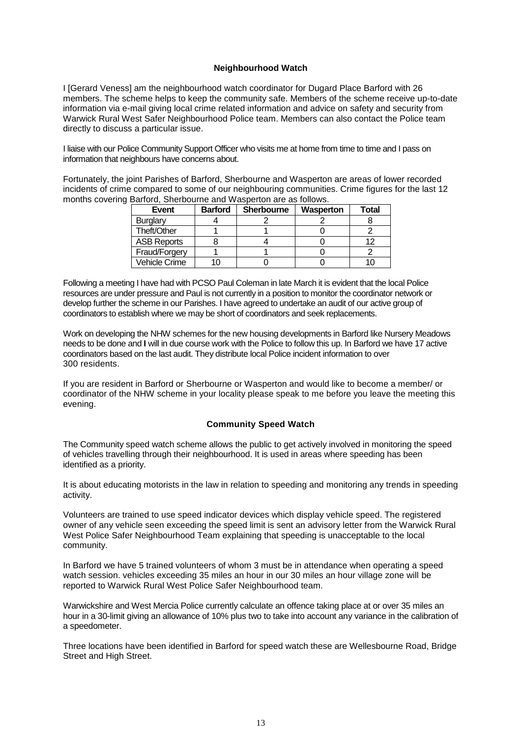## Neighbourhood Watch

I [Gerard Veness] am the neighbourhood watch coordinator for Dugard Place Barford with 26 members. The scheme helps to keep the community safe. Members of the scheme receive up-to-date information via e-mail giving local crime related information and advice on safety and security from Warwick Rural West Safer Neighbourhood Police team. Members can also contact the Police team directly to discuss a particular issue.

I liaise with our Police Community Support Officer who visits me at home from time to time and I pass on information that neighbours have concerns about.

Fortunately, the joint Parishes of Barford, Sherbourne and Wasperton are areas of lower recorded incidents of crime compared to some of our neighbouring communities. Crime figures for the last 12 months covering Barford, Sherbourne and Wasperton are as follows.

| Event | Barford | Sherbourne | Wasperton | Total |
|---|---|---|---|---|
| Burglary | 4 | 2 | 2 | 8 |
| Theft/Other | 1 | 1 | 0 | 2 |
| ASB Reports | 8 | 4 | 0 | 12 |
| Fraud/Forgery | 1 | 1 | 0 | 2 |
| Vehicle Crime | 10 | 0 | 0 | 10 |

Following a meeting I have had with PCSO Paul Coleman in late March it is evident that the local Police resources are under pressure and Paul is not currently in a position to monitor the coordinator network or develop further the scheme in our Parishes. I have agreed to undertake an audit of our active group of coordinators to establish where we may be short of coordinators and seek replacements.

Work on developing the NHW schemes for the new housing developments in Barford like Nursery Meadows needs to be done and I will in due course work with the Police to follow this up. In Barford we have 17 active coordinators based on the last audit. They distribute local Police incident information to over 300 residents.

If you are resident in Barford or Sherbourne or Wasperton and would like to become a member/ or coordinator of the NHW scheme in your locality please speak to me before you leave the meeting this evening.

## Community Speed Watch

The Community speed watch scheme allows the public to get actively involved in monitoring the speed of vehicles travelling through their neighbourhood. It is used in areas where speeding has been identified as a priority.

It is about educating motorists in the law in relation to speeding and monitoring any trends in speeding activity.

Volunteers are trained to use speed indicator devices which display vehicle speed. The registered owner of any vehicle seen exceeding the speed limit is sent an advisory letter from the Warwick Rural West Police Safer Neighbourhood Team explaining that speeding is unacceptable to the local community.

In Barford we have 5 trained volunteers of whom 3 must be in attendance when operating a speed watch session. vehicles exceeding 35 miles an hour in our 30 miles an hour village zone will be reported to Warwick Rural West Police Safer Neighbourhood team.

Warwickshire and West Mercia Police currently calculate an offence taking place at or over 35 miles an hour in a 30-limit giving an allowance of 10% plus two to take into account any variance in the calibration of a speedometer.

Three locations have been identified in Barford for speed watch these are Wellesbourne Road, Bridge Street and High Street.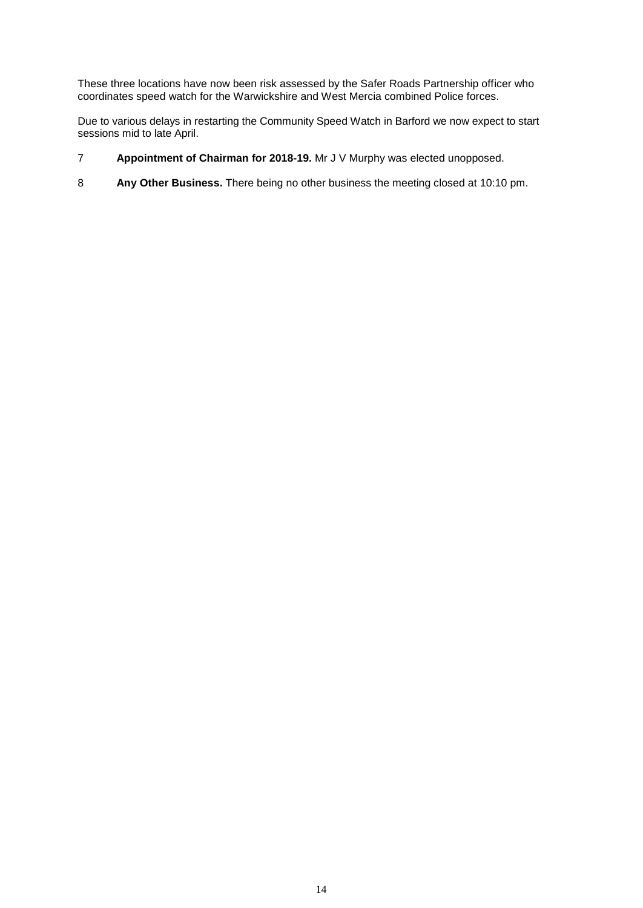These three locations have now been risk assessed by the Safer Roads Partnership officer who coordinates speed watch for the Warwickshire and West Mercia combined Police forces.

Due to various delays in restarting the Community Speed Watch in Barford we now expect to start sessions mid to late April.

7 **Appointment of Chairman for 2018-19.** Mr J V Murphy was elected unopposed.

8 **Any Other Business.** There being no other business the meeting closed at 10:10 pm.